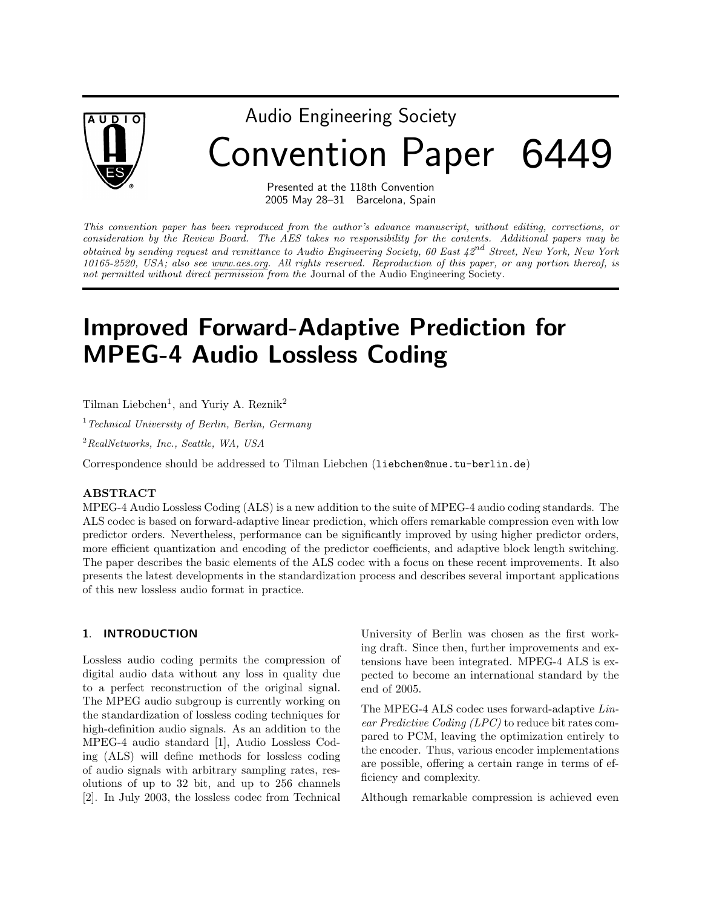# Audio Engineering Society

# Convention Paper 6449

Presented at the 118th Convention
2005 May 28–31 Barcelona, Spain

*This convention paper has been reproduced from the author's advance manuscript, without editing, corrections, or consideration by the Review Board. The AES takes no responsibility for the contents. Additional papers may be obtained by sending request and remittance to Audio Engineering Society, 60 East 42nd Street, New York, New York 10165-2520, USA; also see www.aes.org. All rights reserved. Reproduction of this paper, or any portion thereof, is not permitted without direct permission from the* Journal of the Audio Engineering Society.

# Improved Forward-Adaptive Prediction for MPEG-4 Audio Lossless Coding

Tilman Liebchen[1], and Yuriy A. Reznik[2]

[1] *Technical University of Berlin, Berlin, Germany*

[2] *RealNetworks, Inc., Seattle, WA, USA*

Correspondence should be addressed to Tilman Liebchen (liebchen@nue.tu-berlin.de)

## ABSTRACT

MPEG-4 Audio Lossless Coding (ALS) is a new addition to the suite of MPEG-4 audio coding standards. The ALS codec is based on forward-adaptive linear prediction, which offers remarkable compression even with low predictor orders. Nevertheless, performance can be significantly improved by using higher predictor orders, more efficient quantization and encoding of the predictor coefficients, and adaptive block length switching. The paper describes the basic elements of the ALS codec with a focus on these recent improvements. It also presents the latest developments in the standardization process and describes several important applications of this new lossless audio format in practice.

## 1. INTRODUCTION

Lossless audio coding permits the compression of digital audio data without any loss in quality due to a perfect reconstruction of the original signal. The MPEG audio subgroup is currently working on the standardization of lossless coding techniques for high-definition audio signals. As an addition to the MPEG-4 audio standard [1], Audio Lossless Coding (ALS) will define methods for lossless coding of audio signals with arbitrary sampling rates, resolutions of up to 32 bit, and up to 256 channels [2]. In July 2003, the lossless codec from Technical University of Berlin was chosen as the first working draft. Since then, further improvements and extensions have been integrated. MPEG-4 ALS is expected to become an international standard by the end of 2005.

The MPEG-4 ALS codec uses forward-adaptive *Linear Predictive Coding (LPC)* to reduce bit rates compared to PCM, leaving the optimization entirely to the encoder. Thus, various encoder implementations are possible, offering a certain range in terms of efficiency and complexity.

Although remarkable compression is achieved even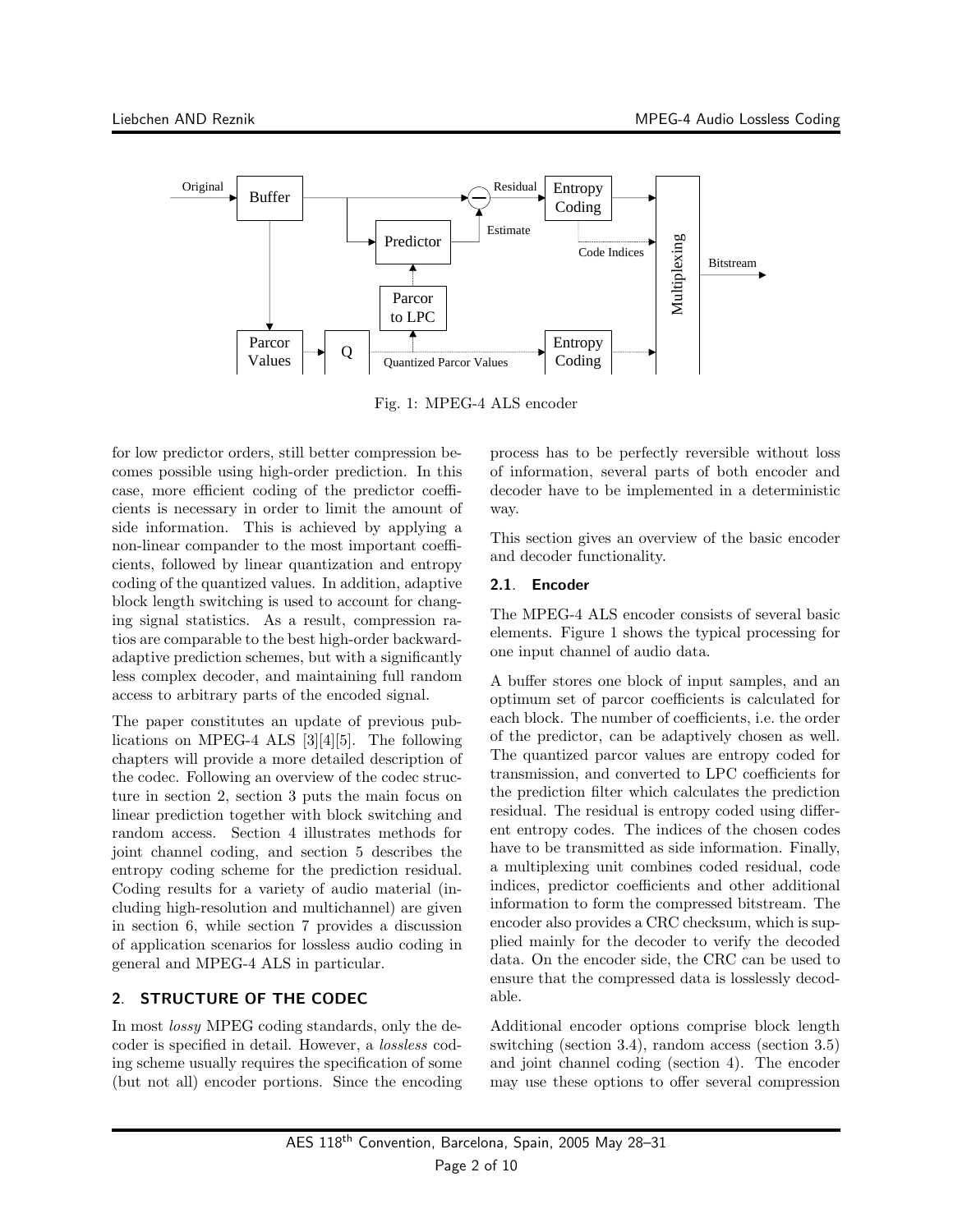Fig. 1: MPEG-4 ALS encoder

for low predictor orders, still better compression becomes possible using high-order prediction. In this case, more efficient coding of the predictor coefficients is necessary in order to limit the amount of side information. This is achieved by applying a non-linear compander to the most important coefficients, followed by linear quantization and entropy coding of the quantized values. In addition, adaptive block length switching is used to account for changing signal statistics. As a result, compression ratios are comparable to the best high-order backward-adaptive prediction schemes, but with a significantly less complex decoder, and maintaining full random access to arbitrary parts of the encoded signal.

The paper constitutes an update of previous publications on MPEG-4 ALS [3][4][5]. The following chapters will provide a more detailed description of the codec. Following an overview of the codec structure in section 2, section 3 puts the main focus on linear prediction together with block switching and random access. Section 4 illustrates methods for joint channel coding, and section 5 describes the entropy coding scheme for the prediction residual. Coding results for a variety of audio material (including high-resolution and multichannel) are given in section 6, while section 7 provides a discussion of application scenarios for lossless audio coding in general and MPEG-4 ALS in particular.

## 2. STRUCTURE OF THE CODEC

In most *lossy* MPEG coding standards, only the decoder is specified in detail. However, a *lossless* coding scheme usually requires the specification of some (but not all) encoder portions. Since the encoding process has to be perfectly reversible without loss of information, several parts of both encoder and decoder have to be implemented in a deterministic way.

This section gives an overview of the basic encoder and decoder functionality.

### 2.1. Encoder

The MPEG-4 ALS encoder consists of several basic elements. Figure 1 shows the typical processing for one input channel of audio data.

A buffer stores one block of input samples, and an optimum set of parcor coefficients is calculated for each block. The number of coefficients, i.e. the order of the predictor, can be adaptively chosen as well. The quantized parcor values are entropy coded for transmission, and converted to LPC coefficients for the prediction filter which calculates the prediction residual. The residual is entropy coded using different entropy codes. The indices of the chosen codes have to be transmitted as side information. Finally, a multiplexing unit combines coded residual, code indices, predictor coefficients and other additional information to form the compressed bitstream. The encoder also provides a CRC checksum, which is supplied mainly for the decoder to verify the decoded data. On the encoder side, the CRC can be used to ensure that the compressed data is losslessly decodable.

Additional encoder options comprise block length switching (section 3.4), random access (section 3.5) and joint channel coding (section 4). The encoder may use these options to offer several compression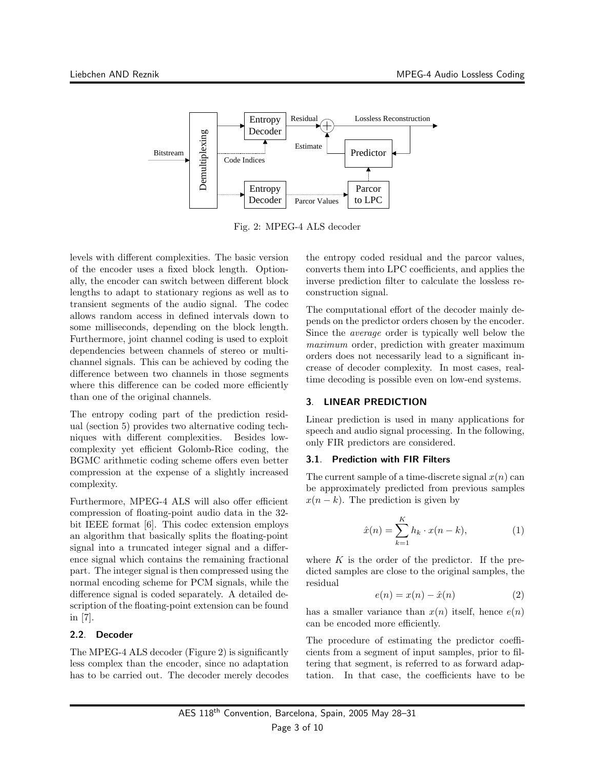Fig. 2: MPEG-4 ALS decoder

levels with different complexities. The basic version of the encoder uses a fixed block length. Optionally, the encoder can switch between different block lengths to adapt to stationary regions as well as to transient segments of the audio signal. The codec allows random access in defined intervals down to some milliseconds, depending on the block length. Furthermore, joint channel coding is used to exploit dependencies between channels of stereo or multichannel signals. This can be achieved by coding the difference between two channels in those segments where this difference can be coded more efficiently than one of the original channels.

The entropy coding part of the prediction residual (section 5) provides two alternative coding techniques with different complexities. Besides low-complexity yet efficient Golomb-Rice coding, the BGMC arithmetic coding scheme offers even better compression at the expense of a slightly increased complexity.

Furthermore, MPEG-4 ALS will also offer efficient compression of floating-point audio data in the 32-bit IEEE format [6]. This codec extension employs an algorithm that basically splits the floating-point signal into a truncated integer signal and a difference signal which contains the remaining fractional part. The integer signal is then compressed using the normal encoding scheme for PCM signals, while the difference signal is coded separately. A detailed description of the floating-point extension can be found in [7].

### 2.2. Decoder

The MPEG-4 ALS decoder (Figure 2) is significantly less complex than the encoder, since no adaptation has to be carried out. The decoder merely decodes the entropy coded residual and the parcor values, converts them into LPC coefficients, and applies the inverse prediction filter to calculate the lossless reconstruction signal.

The computational effort of the decoder mainly depends on the predictor orders chosen by the encoder. Since the *average* order is typically well below the *maximum* order, prediction with greater maximum orders does not necessarily lead to a significant increase of decoder complexity. In most cases, real-time decoding is possible even on low-end systems.

## 3. LINEAR PREDICTION

Linear prediction is used in many applications for speech and audio signal processing. In the following, only FIR predictors are considered.

### 3.1. Prediction with FIR Filters

The current sample of a time-discrete signal $x(n)$ can be approximately predicted from previous samples $x(n-k)$. The prediction is given by

$$\hat{x}(n) = \sum_{k=1}^{K} h_k \cdot x(n-k), \tag{1}$$

where $K$ is the order of the predictor. If the predicted samples are close to the original samples, the residual

$$e(n) = x(n) - \hat{x}(n) \tag{2}$$

has a smaller variance than $x(n)$ itself, hence $e(n)$ can be encoded more efficiently.

The procedure of estimating the predictor coefficients from a segment of input samples, prior to filtering that segment, is referred to as forward adaptation. In that case, the coefficients have to be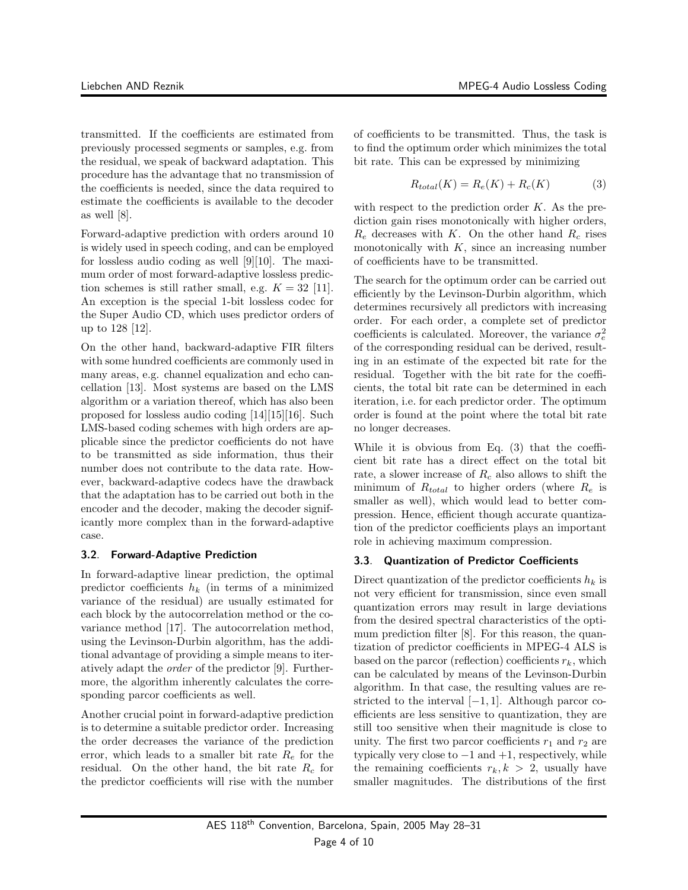transmitted. If the coefficients are estimated from previously processed segments or samples, e.g. from the residual, we speak of backward adaptation. This procedure has the advantage that no transmission of the coefficients is needed, since the data required to estimate the coefficients is available to the decoder as well [8].

Forward-adaptive prediction with orders around 10 is widely used in speech coding, and can be employed for lossless audio coding as well [9][10]. The maximum order of most forward-adaptive lossless prediction schemes is still rather small, e.g. $K = 32$ [11]. An exception is the special 1-bit lossless codec for the Super Audio CD, which uses predictor orders of up to 128 [12].

On the other hand, backward-adaptive FIR filters with some hundred coefficients are commonly used in many areas, e.g. channel equalization and echo cancellation [13]. Most systems are based on the LMS algorithm or a variation thereof, which has also been proposed for lossless audio coding [14][15][16]. Such LMS-based coding schemes with high orders are applicable since the predictor coefficients do not have to be transmitted as side information, thus their number does not contribute to the data rate. However, backward-adaptive codecs have the drawback that the adaptation has to be carried out both in the encoder and the decoder, making the decoder significantly more complex than in the forward-adaptive case.

### 3.2. Forward-Adaptive Prediction

In forward-adaptive linear prediction, the optimal predictor coefficients $h_k$ (in terms of a minimized variance of the residual) are usually estimated for each block by the autocorrelation method or the covariance method [17]. The autocorrelation method, using the Levinson-Durbin algorithm, has the additional advantage of providing a simple means to iteratively adapt the *order* of the predictor [9]. Furthermore, the algorithm inherently calculates the corresponding parcor coefficients as well.

Another crucial point in forward-adaptive prediction is to determine a suitable predictor order. Increasing the order decreases the variance of the prediction error, which leads to a smaller bit rate $R_e$ for the residual. On the other hand, the bit rate $R_c$ for the predictor coefficients will rise with the number of coefficients to be transmitted. Thus, the task is to find the optimum order which minimizes the total bit rate. This can be expressed by minimizing

$$R_{total}(K) = R_e(K) + R_c(K) \tag{3}$$

with respect to the prediction order $K$. As the prediction gain rises monotonically with higher orders, $R_e$ decreases with $K$. On the other hand $R_c$ rises monotonically with $K$, since an increasing number of coefficients have to be transmitted.

The search for the optimum order can be carried out efficiently by the Levinson-Durbin algorithm, which determines recursively all predictors with increasing order. For each order, a complete set of predictor coefficients is calculated. Moreover, the variance $\sigma_e^2$ of the corresponding residual can be derived, resulting in an estimate of the expected bit rate for the residual. Together with the bit rate for the coefficients, the total bit rate can be determined in each iteration, i.e. for each predictor order. The optimum order is found at the point where the total bit rate no longer decreases.

While it is obvious from Eq. (3) that the coefficient bit rate has a direct effect on the total bit rate, a slower increase of $R_c$ also allows to shift the minimum of $R_{total}$ to higher orders (where $R_e$ is smaller as well), which would lead to better compression. Hence, efficient though accurate quantization of the predictor coefficients plays an important role in achieving maximum compression.

### 3.3. Quantization of Predictor Coefficients

Direct quantization of the predictor coefficients $h_k$ is not very efficient for transmission, since even small quantization errors may result in large deviations from the desired spectral characteristics of the optimum prediction filter [8]. For this reason, the quantization of predictor coefficients in MPEG-4 ALS is based on the parcor (reflection) coefficients $r_k$, which can be calculated by means of the Levinson-Durbin algorithm. In that case, the resulting values are restricted to the interval $[-1, 1]$. Although parcor coefficients are less sensitive to quantization, they are still too sensitive when their magnitude is close to unity. The first two parcor coefficients $r_1$ and $r_2$ are typically very close to $-1$ and $+1$, respectively, while the remaining coefficients $r_k, k > 2$, usually have smaller magnitudes. The distributions of the first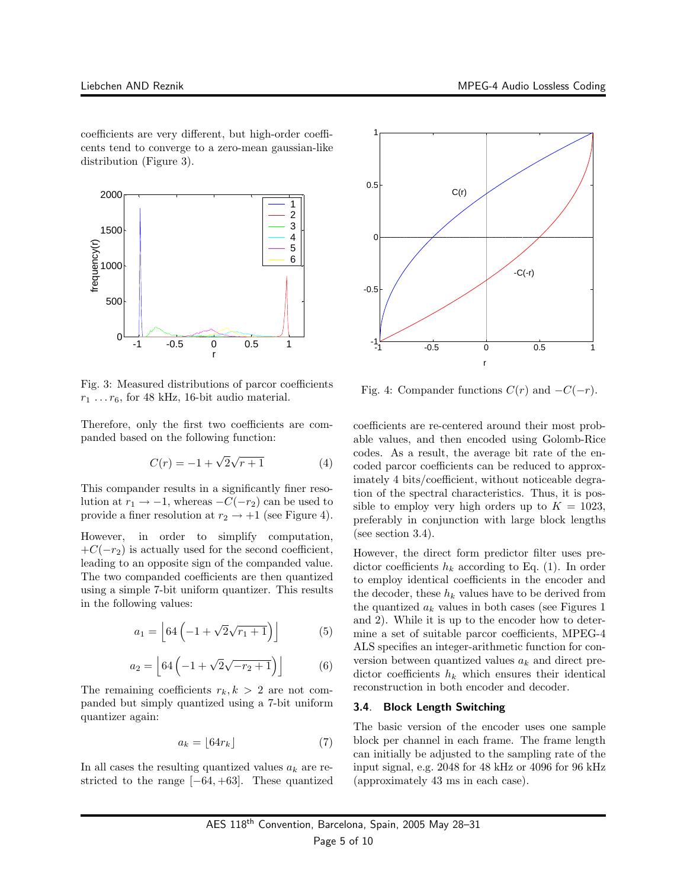coefficients are very different, but high-order coefficents tend to converge to a zero-mean gaussian-like distribution (Figure 3).

Fig. 3: Measured distributions of parcor coefficients $r_1 \ldots r_6$, for 48 kHz, 16-bit audio material.

Therefore, only the first two coefficients are companded based on the following function:

$$C(r) = -1 + \sqrt{2}\sqrt{r+1} \tag{4}$$

This compander results in a significantly finer resolution at $r_1 \rightarrow -1$, whereas $-C(-r_2)$ can be used to provide a finer resolution at $r_2 \rightarrow +1$ (see Figure 4).

However, in order to simplify computation, $+C(-r_2)$ is actually used for the second coefficient, leading to an opposite sign of the companded value. The two companded coefficients are then quantized using a simple 7-bit uniform quantizer. This results in the following values:

$$a_1 = \left\lfloor 64\left(-1 + \sqrt{2}\sqrt{r_1+1}\right)\right\rfloor \tag{5}$$

$$a_2 = \left\lfloor 64\left(-1 + \sqrt{2}\sqrt{-r_2+1}\right)\right\rfloor \tag{6}$$

The remaining coefficients $r_k, k > 2$ are not companded but simply quantized using a 7-bit uniform quantizer again:

$$a_k = \lfloor 64 r_k \rfloor \tag{7}$$

In all cases the resulting quantized values $a_k$ are restricted to the range $[-64, +63]$. These quantized coefficients are re-centered around their most probable values, and then encoded using Golomb-Rice codes. As a result, the average bit rate of the encoded parcor coefficients can be reduced to approximately 4 bits/coefficient, without noticeable degration of the spectral characteristics. Thus, it is possible to employ very high orders up to $K = 1023$, preferably in conjunction with large block lengths (see section 3.4).

Fig. 4: Compander functions $C(r)$ and $-C(-r)$.

However, the direct form predictor filter uses predictor coefficients $h_k$ according to Eq. (1). In order to employ identical coefficients in the encoder and the decoder, these $h_k$ values have to be derived from the quantized $a_k$ values in both cases (see Figures 1 and 2). While it is up to the encoder how to determine a set of suitable parcor coefficients, MPEG-4 ALS specifies an integer-arithmetic function for conversion between quantized values $a_k$ and direct predictor coefficients $h_k$ which ensures their identical reconstruction in both encoder and decoder.

### 3.4. Block Length Switching

The basic version of the encoder uses one sample block per channel in each frame. The frame length can initially be adjusted to the sampling rate of the input signal, e.g. 2048 for 48 kHz or 4096 for 96 kHz (approximately 43 ms in each case).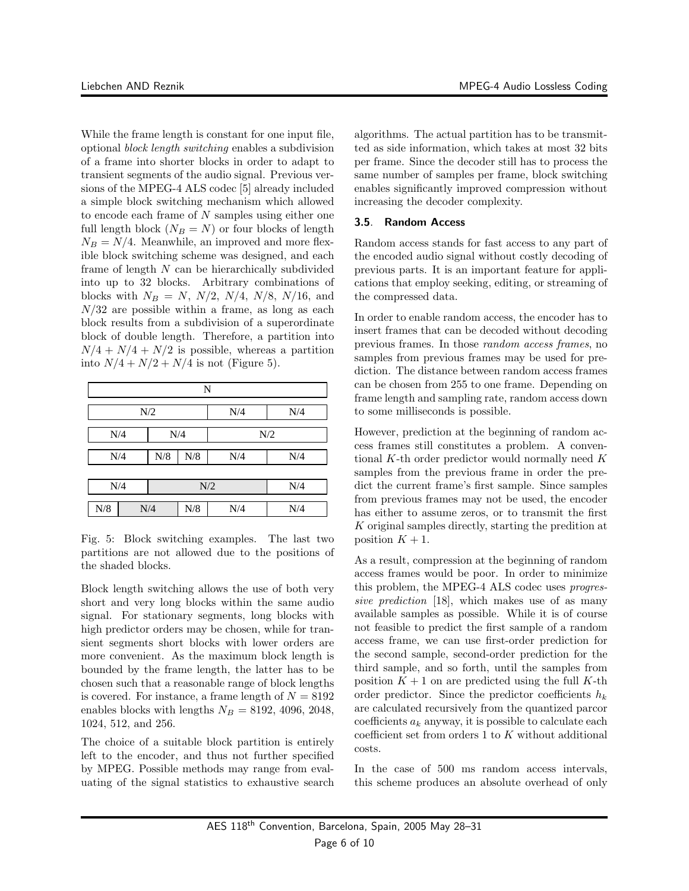While the frame length is constant for one input file, optional *block length switching* enables a subdivision of a frame into shorter blocks in order to adapt to transient segments of the audio signal. Previous versions of the MPEG-4 ALS codec [5] already included a simple block switching mechanism which allowed to encode each frame of $N$ samples using either one full length block ($N_B = N$) or four blocks of length $N_B = N/4$. Meanwhile, an improved and more flexible block switching scheme was designed, and each frame of length $N$ can be hierarchically subdivided into up to 32 blocks. Arbitrary combinations of blocks with $N_B = N$, $N/2$, $N/4$, $N/8$, $N/16$, and $N/32$ are possible within a frame, as long as each block results from a subdivision of a superordinate block of double length. Therefore, a partition into $N/4 + N/4 + N/2$ is possible, whereas a partition into $N/4 + N/2 + N/4$ is not (Figure 5).

Fig. 5: Block switching examples. The last two partitions are not allowed due to the positions of the shaded blocks.

Block length switching allows the use of both very short and very long blocks within the same audio signal. For stationary segments, long blocks with high predictor orders may be chosen, while for transient segments short blocks with lower orders are more convenient. As the maximum block length is bounded by the frame length, the latter has to be chosen such that a reasonable range of block lengths is covered. For instance, a frame length of $N = 8192$ enables blocks with lengths $N_B = 8192$, 4096, 2048, 1024, 512, and 256.

The choice of a suitable block partition is entirely left to the encoder, and thus not further specified by MPEG. Possible methods may range from evaluating of the signal statistics to exhaustive search algorithms. The actual partition has to be transmitted as side information, which takes at most 32 bits per frame. Since the decoder still has to process the same number of samples per frame, block switching enables significantly improved compression without increasing the decoder complexity.

### 3.5. Random Access

Random access stands for fast access to any part of the encoded audio signal without costly decoding of previous parts. It is an important feature for applications that employ seeking, editing, or streaming of the compressed data.

In order to enable random access, the encoder has to insert frames that can be decoded without decoding previous frames. In those *random access frames*, no samples from previous frames may be used for prediction. The distance between random access frames can be chosen from 255 to one frame. Depending on frame length and sampling rate, random access down to some milliseconds is possible.

However, prediction at the beginning of random access frames still constitutes a problem. A conventional $K$-th order predictor would normally need $K$ samples from the previous frame in order the predict the current frame's first sample. Since samples from previous frames may not be used, the encoder has either to assume zeros, or to transmit the first $K$ original samples directly, starting the predition at position $K + 1$.

As a result, compression at the beginning of random access frames would be poor. In order to minimize this problem, the MPEG-4 ALS codec uses *progressive prediction* [18], which makes use of as many available samples as possible. While it is of course not feasible to predict the first sample of a random access frame, we can use first-order prediction for the second sample, second-order prediction for the third sample, and so forth, until the samples from position $K + 1$ on are predicted using the full $K$-th order predictor. Since the predictor coefficients $h_k$ are calculated recursively from the quantized parcor coefficients $a_k$ anyway, it is possible to calculate each coefficient set from orders 1 to $K$ without additional costs.

In the case of 500 ms random access intervals, this scheme produces an absolute overhead of only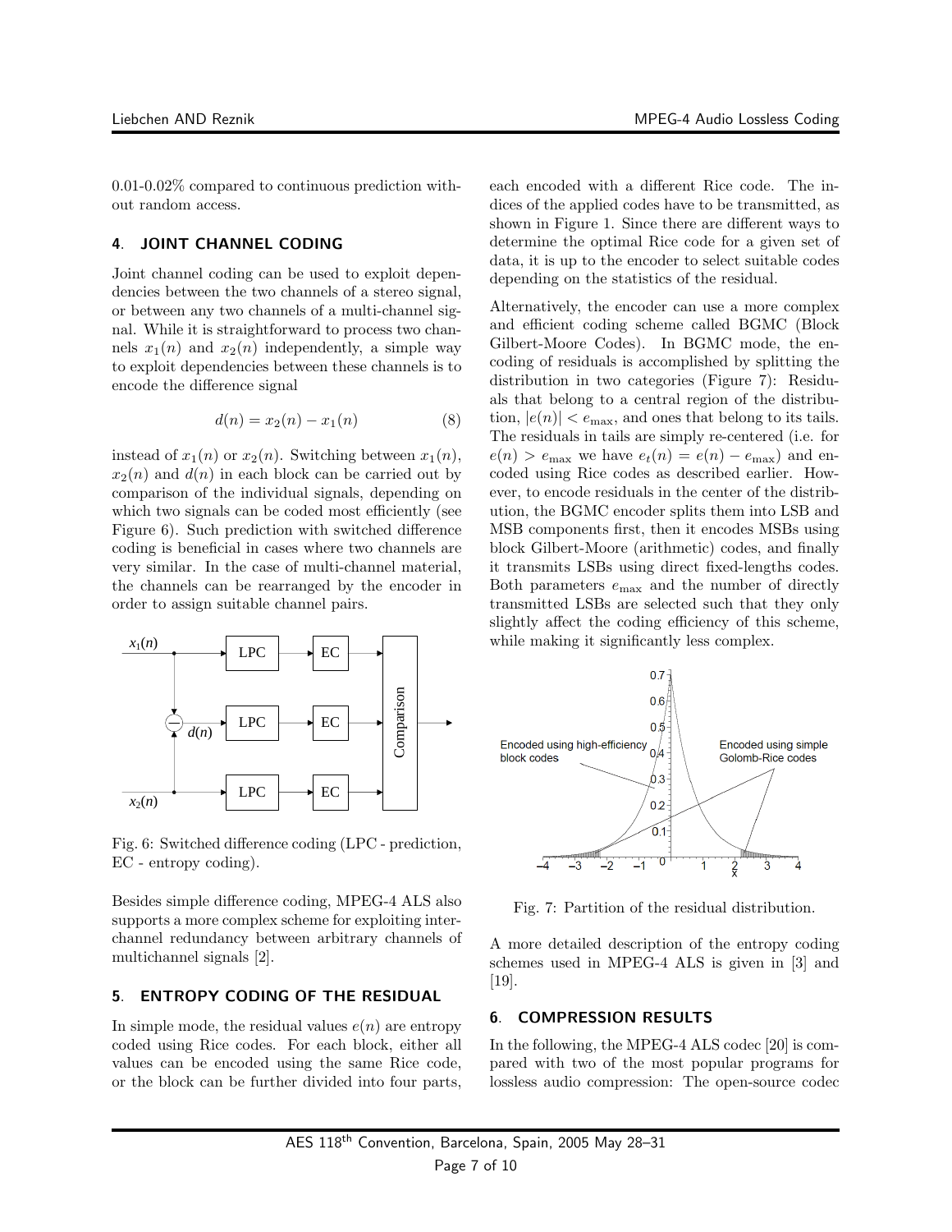0.01-0.02% compared to continuous prediction without random access.

## 4. JOINT CHANNEL CODING

Joint channel coding can be used to exploit dependencies between the two channels of a stereo signal, or between any two channels of a multi-channel signal. While it is straightforward to process two channels $x_1(n)$ and $x_2(n)$ independently, a simple way to exploit dependencies between these channels is to encode the difference signal

$$d(n) = x_2(n) - x_1(n) \tag{8}$$

instead of $x_1(n)$ or $x_2(n)$. Switching between $x_1(n)$, $x_2(n)$ and $d(n)$ in each block can be carried out by comparison of the individual signals, depending on which two signals can be coded most efficiently (see Figure 6). Such prediction with switched difference coding is beneficial in cases where two channels are very similar. In the case of multi-channel material, the channels can be rearranged by the encoder in order to assign suitable channel pairs.

Fig. 6: Switched difference coding (LPC - prediction, EC - entropy coding).

Besides simple difference coding, MPEG-4 ALS also supports a more complex scheme for exploiting inter-channel redundancy between arbitrary channels of multichannel signals [2].

## 5. ENTROPY CODING OF THE RESIDUAL

In simple mode, the residual values $e(n)$ are entropy coded using Rice codes. For each block, either all values can be encoded using the same Rice code, or the block can be further divided into four parts, each encoded with a different Rice code. The indices of the applied codes have to be transmitted, as shown in Figure 1. Since there are different ways to determine the optimal Rice code for a given set of data, it is up to the encoder to select suitable codes depending on the statistics of the residual.

Alternatively, the encoder can use a more complex and efficient coding scheme called BGMC (Block Gilbert-Moore Codes). In BGMC mode, the encoding of residuals is accomplished by splitting the distribution in two categories (Figure 7): Residuals that belong to a central region of the distribution, $|e(n)| < e_{\max}$, and ones that belong to its tails. The residuals in tails are simply re-centered (i.e. for $e(n) > e_{\max}$ we have $e_t(n) = e(n) - e_{\max}$) and encoded using Rice codes as described earlier. However, to encode residuals in the center of the distribution, the BGMC encoder splits them into LSB and MSB components first, then it encodes MSBs using block Gilbert-Moore (arithmetic) codes, and finally it transmits LSBs using direct fixed-lengths codes. Both parameters $e_{\max}$ and the number of directly transmitted LSBs are selected such that they only slightly affect the coding efficiency of this scheme, while making it significantly less complex.

Fig. 7: Partition of the residual distribution.

A more detailed description of the entropy coding schemes used in MPEG-4 ALS is given in [3] and [19].

## 6. COMPRESSION RESULTS

In the following, the MPEG-4 ALS codec [20] is compared with two of the most popular programs for lossless audio compression: The open-source codec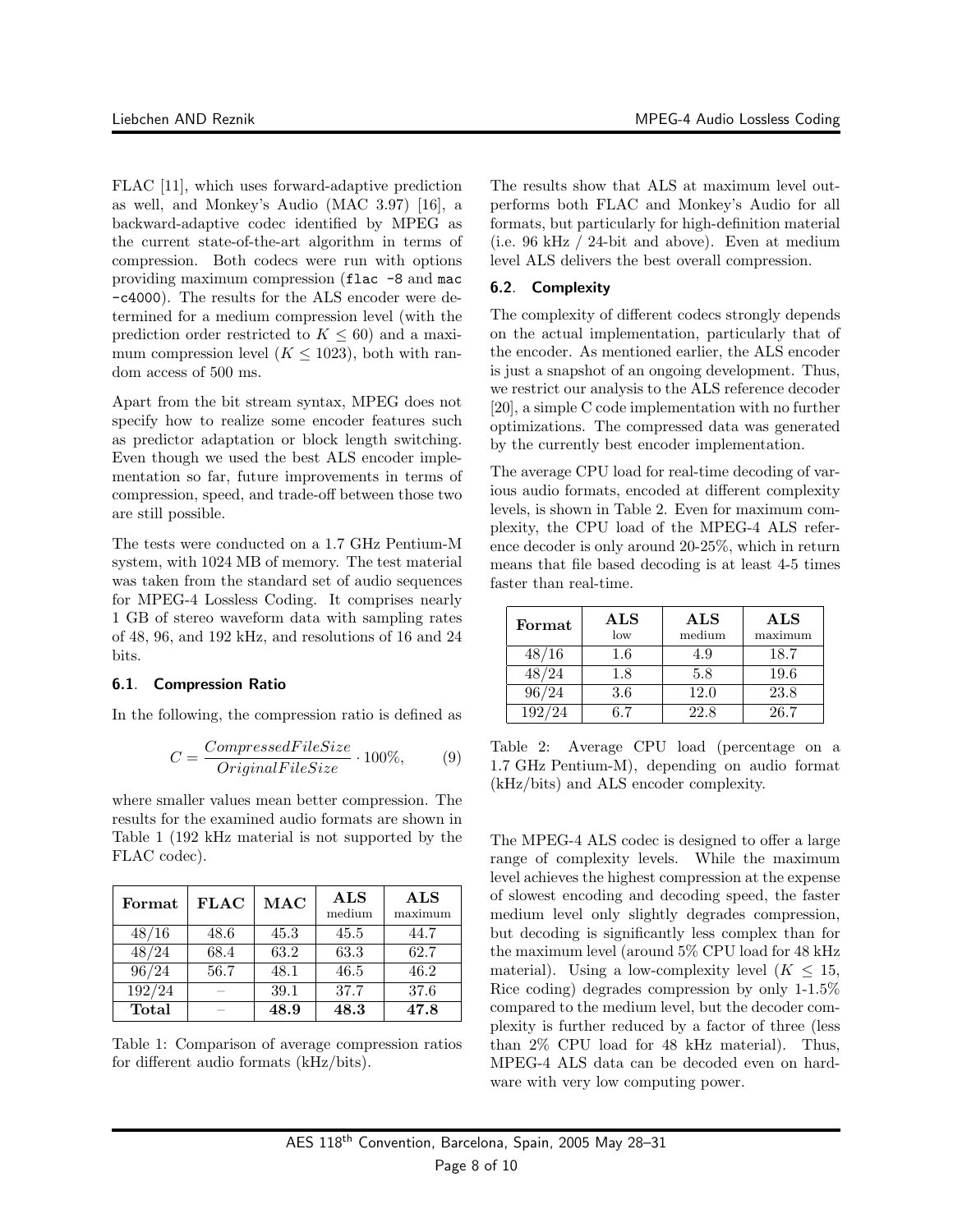FLAC [11], which uses forward-adaptive prediction as well, and Monkey's Audio (MAC 3.97) [16], a backward-adaptive codec identified by MPEG as the current state-of-the-art algorithm in terms of compression. Both codecs were run with options providing maximum compression (`flac -8` and `mac -c4000`). The results for the ALS encoder were determined for a medium compression level (with the prediction order restricted to $K \leq 60$) and a maximum compression level ($K \leq 1023$), both with random access of 500 ms.

Apart from the bit stream syntax, MPEG does not specify how to realize some encoder features such as predictor adaptation or block length switching. Even though we used the best ALS encoder implementation so far, future improvements in terms of compression, speed, and trade-off between those two are still possible.

The tests were conducted on a 1.7 GHz Pentium-M system, with 1024 MB of memory. The test material was taken from the standard set of audio sequences for MPEG-4 Lossless Coding. It comprises nearly 1 GB of stereo waveform data with sampling rates of 48, 96, and 192 kHz, and resolutions of 16 and 24 bits.

### 6.1. Compression Ratio

In the following, the compression ratio is defined as

$$C = \frac{CompressedFileSize}{OriginalFileSize} \cdot 100\%, \qquad (9)$$

where smaller values mean better compression. The results for the examined audio formats are shown in Table 1 (192 kHz material is not supported by the FLAC codec).

| Format | FLAC | MAC | ALS medium | ALS maximum |
|---|---|---|---|---|
| 48/16 | 48.6 | 45.3 | 45.5 | 44.7 |
| 48/24 | 68.4 | 63.2 | 63.3 | 62.7 |
| 96/24 | 56.7 | 48.1 | 46.5 | 46.2 |
| 192/24 | – | 39.1 | 37.7 | 37.6 |
| **Total** | – | **48.9** | **48.3** | **47.8** |

Table 1: Comparison of average compression ratios for different audio formats (kHz/bits).

The results show that ALS at maximum level outperforms both FLAC and Monkey's Audio for all formats, but particularly for high-definition material (i.e. 96 kHz / 24-bit and above). Even at medium level ALS delivers the best overall compression.

### 6.2. Complexity

The complexity of different codecs strongly depends on the actual implementation, particularly that of the encoder. As mentioned earlier, the ALS encoder is just a snapshot of an ongoing development. Thus, we restrict our analysis to the ALS reference decoder [20], a simple C code implementation with no further optimizations. The compressed data was generated by the currently best encoder implementation.

The average CPU load for real-time decoding of various audio formats, encoded at different complexity levels, is shown in Table 2. Even for maximum complexity, the CPU load of the MPEG-4 ALS reference decoder is only around 20-25%, which in return means that file based decoding is at least 4-5 times faster than real-time.

| Format | ALS low | ALS medium | ALS maximum |
|---|---|---|---|
| 48/16 | 1.6 | 4.9 | 18.7 |
| 48/24 | 1.8 | 5.8 | 19.6 |
| 96/24 | 3.6 | 12.0 | 23.8 |
| 192/24 | 6.7 | 22.8 | 26.7 |

Table 2: Average CPU load (percentage on a 1.7 GHz Pentium-M), depending on audio format (kHz/bits) and ALS encoder complexity.

The MPEG-4 ALS codec is designed to offer a large range of complexity levels. While the maximum level achieves the highest compression at the expense of slowest encoding and decoding speed, the faster medium level only slightly degrades compression, but decoding is significantly less complex than for the maximum level (around 5% CPU load for 48 kHz material). Using a low-complexity level ($K \leq 15$, Rice coding) degrades compression by only 1-1.5% compared to the medium level, but the decoder complexity is further reduced by a factor of three (less than 2% CPU load for 48 kHz material). Thus, MPEG-4 ALS data can be decoded even on hardware with very low computing power.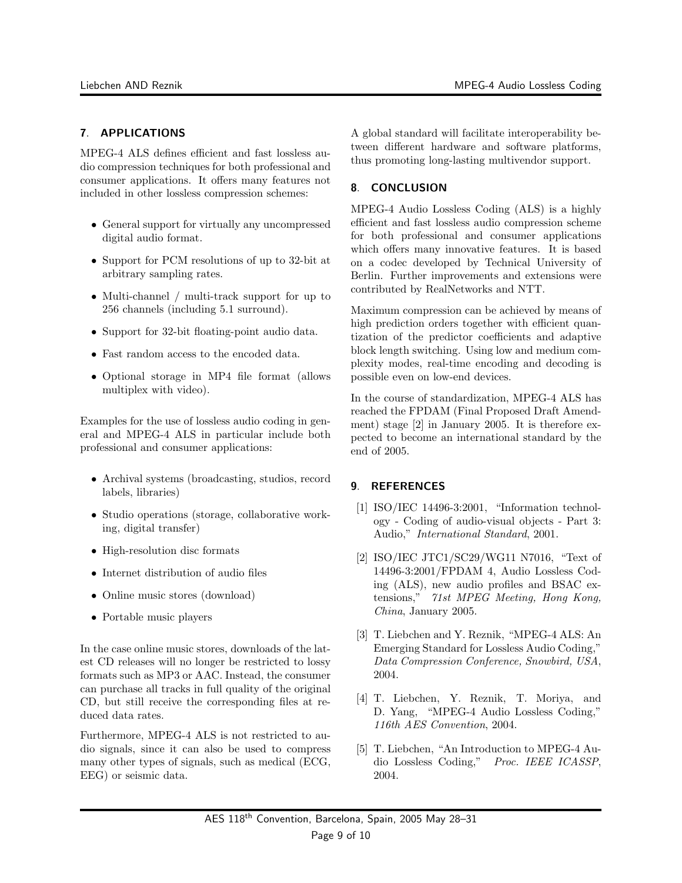## 7. APPLICATIONS

MPEG-4 ALS defines efficient and fast lossless audio compression techniques for both professional and consumer applications. It offers many features not included in other lossless compression schemes:

- General support for virtually any uncompressed digital audio format.
- Support for PCM resolutions of up to 32-bit at arbitrary sampling rates.
- Multi-channel / multi-track support for up to 256 channels (including 5.1 surround).
- Support for 32-bit floating-point audio data.
- Fast random access to the encoded data.
- Optional storage in MP4 file format (allows multiplex with video).

Examples for the use of lossless audio coding in general and MPEG-4 ALS in particular include both professional and consumer applications:

- Archival systems (broadcasting, studios, record labels, libraries)
- Studio operations (storage, collaborative working, digital transfer)
- High-resolution disc formats
- Internet distribution of audio files
- Online music stores (download)
- Portable music players

In the case online music stores, downloads of the latest CD releases will no longer be restricted to lossy formats such as MP3 or AAC. Instead, the consumer can purchase all tracks in full quality of the original CD, but still receive the corresponding files at reduced data rates.

Furthermore, MPEG-4 ALS is not restricted to audio signals, since it can also be used to compress many other types of signals, such as medical (ECG, EEG) or seismic data.

A global standard will facilitate interoperability between different hardware and software platforms, thus promoting long-lasting multivendor support.

## 8. CONCLUSION

MPEG-4 Audio Lossless Coding (ALS) is a highly efficient and fast lossless audio compression scheme for both professional and consumer applications which offers many innovative features. It is based on a codec developed by Technical University of Berlin. Further improvements and extensions were contributed by RealNetworks and NTT.

Maximum compression can be achieved by means of high prediction orders together with efficient quantization of the predictor coefficients and adaptive block length switching. Using low and medium complexity modes, real-time encoding and decoding is possible even on low-end devices.

In the course of standardization, MPEG-4 ALS has reached the FPDAM (Final Proposed Draft Amendment) stage [2] in January 2005. It is therefore expected to become an international standard by the end of 2005.

## 9. REFERENCES

[1] ISO/IEC 14496-3:2001, "Information technology - Coding of audio-visual objects - Part 3: Audio," *International Standard*, 2001.

[2] ISO/IEC JTC1/SC29/WG11 N7016, "Text of 14496-3:2001/FPDAM 4, Audio Lossless Coding (ALS), new audio profiles and BSAC extensions," *71st MPEG Meeting, Hong Kong, China*, January 2005.

[3] T. Liebchen and Y. Reznik, "MPEG-4 ALS: An Emerging Standard for Lossless Audio Coding," *Data Compression Conference, Snowbird, USA*, 2004.

[4] T. Liebchen, Y. Reznik, T. Moriya, and D. Yang, "MPEG-4 Audio Lossless Coding," *116th AES Convention*, 2004.

[5] T. Liebchen, "An Introduction to MPEG-4 Audio Lossless Coding," *Proc. IEEE ICASSP*, 2004.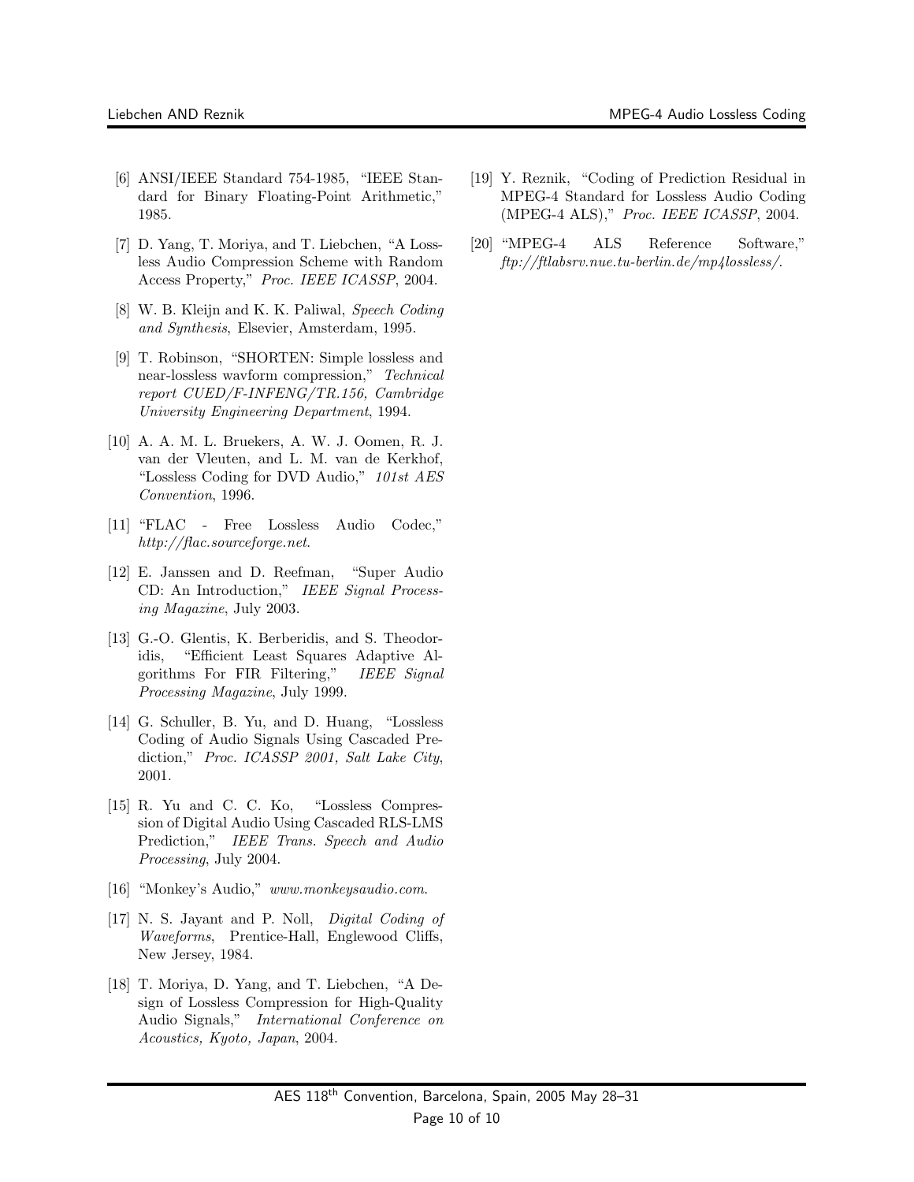[6] ANSI/IEEE Standard 754-1985, "IEEE Standard for Binary Floating-Point Arithmetic," 1985.

[7] D. Yang, T. Moriya, and T. Liebchen, "A Lossless Audio Compression Scheme with Random Access Property," *Proc. IEEE ICASSP*, 2004.

[8] W. B. Kleijn and K. K. Paliwal, *Speech Coding and Synthesis*, Elsevier, Amsterdam, 1995.

[9] T. Robinson, "SHORTEN: Simple lossless and near-lossless wavform compression," *Technical report CUED/F-INFENG/TR.156, Cambridge University Engineering Department*, 1994.

[10] A. A. M. L. Bruekers, A. W. J. Oomen, R. J. van der Vleuten, and L. M. van de Kerkhof, "Lossless Coding for DVD Audio," *101st AES Convention*, 1996.

[11] "FLAC - Free Lossless Audio Codec," *http://flac.sourceforge.net*.

[12] E. Janssen and D. Reefman, "Super Audio CD: An Introduction," *IEEE Signal Processing Magazine*, July 2003.

[13] G.-O. Glentis, K. Berberidis, and S. Theodoridis, "Efficient Least Squares Adaptive Algorithms For FIR Filtering," *IEEE Signal Processing Magazine*, July 1999.

[14] G. Schuller, B. Yu, and D. Huang, "Lossless Coding of Audio Signals Using Cascaded Prediction," *Proc. ICASSP 2001, Salt Lake City*, 2001.

[15] R. Yu and C. C. Ko, "Lossless Compression of Digital Audio Using Cascaded RLS-LMS Prediction," *IEEE Trans. Speech and Audio Processing*, July 2004.

[16] "Monkey's Audio," *www.monkeysaudio.com*.

[17] N. S. Jayant and P. Noll, *Digital Coding of Waveforms*, Prentice-Hall, Englewood Cliffs, New Jersey, 1984.

[18] T. Moriya, D. Yang, and T. Liebchen, "A Design of Lossless Compression for High-Quality Audio Signals," *International Conference on Acoustics, Kyoto, Japan*, 2004.

[19] Y. Reznik, "Coding of Prediction Residual in MPEG-4 Standard for Lossless Audio Coding (MPEG-4 ALS)," *Proc. IEEE ICASSP*, 2004.

[20] "MPEG-4 ALS Reference Software," *ftp://ftlabsrv.nue.tu-berlin.de/mp4lossless/*.